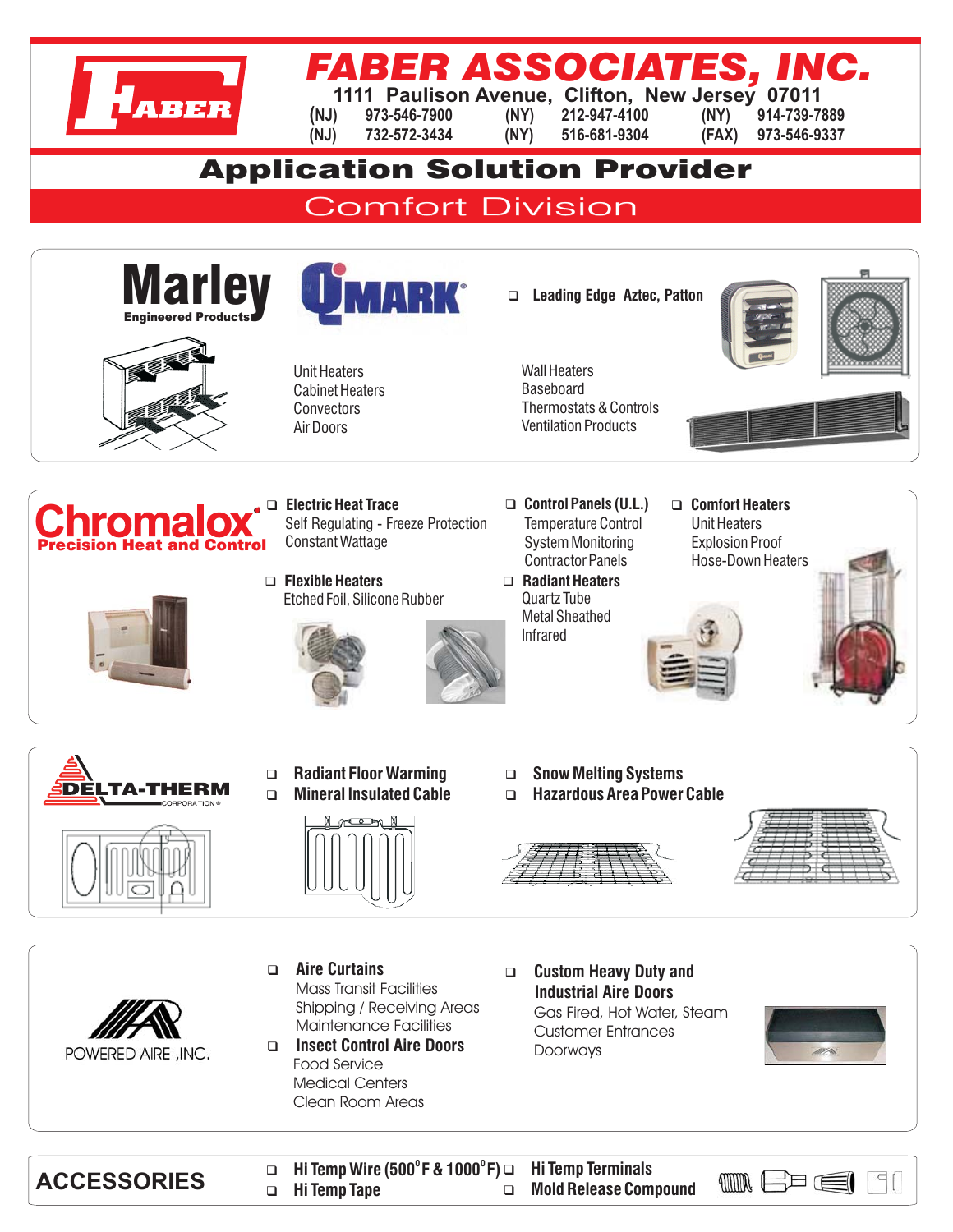# FABER ASSOCIATES, INC.

**1111 Paulison Avenue, Clifton, New Jersey 07011**

| | | | | | |
|---|---|---|---|---|---|
| (NJ) | 973-546-7900 | (NY) | 212-947-4100 | (NY) | 914-739-7889 |
| (NJ) | 732-572-3434 | (NY) | 516-681-9304 | (FAX) | 973-546-9337 |

## Application Solution Provider

### Comfort Division

---

**Marley** Engineered Products

**QMARK**

- **Leading Edge Aztec, Patton**

Unit Heaters
Cabinet Heaters
Convectors
Air Doors

Wall Heaters
Baseboard
Thermostats & Controls
Ventilation Products

---

**Chromalox** Precision Heat and Control

- **Electric Heat Trace**
  - Self Regulating - Freeze Protection
  - Constant Wattage
- **Flexible Heaters**
  - Etched Foil, Silicone Rubber
- **Control Panels (U.L.)**
  - Temperature Control
  - System Monitoring
  - Contractor Panels
- **Radiant Heaters**
  - Quartz Tube
  - Metal Sheathed
  - Infrared
- **Comfort Heaters**
  - Unit Heaters
  - Explosion Proof
  - Hose-Down Heaters

---

**DELTA-THERM** CORPORATION

- **Radiant Floor Warming**
- **Mineral Insulated Cable**
- **Snow Melting Systems**
- **Hazardous Area Power Cable**

---

**POWERED AIRE, INC.**

- **Aire Curtains**
  - Mass Transit Facilities
  - Shipping / Receiving Areas
  - Maintenance Facilities
- **Insect Control Aire Doors**
  - Food Service
  - Medical Centers
  - Clean Room Areas
- **Custom Heavy Duty and Industrial Aire Doors**
  - Gas Fired, Hot Water, Steam
  - Customer Entrances
  - Doorways

---

**ACCESSORIES**

- **Hi Temp Wire (500°F & 1000°F)**
- **Hi Temp Tape**
- **Hi Temp Terminals**
- **Mold Release Compound**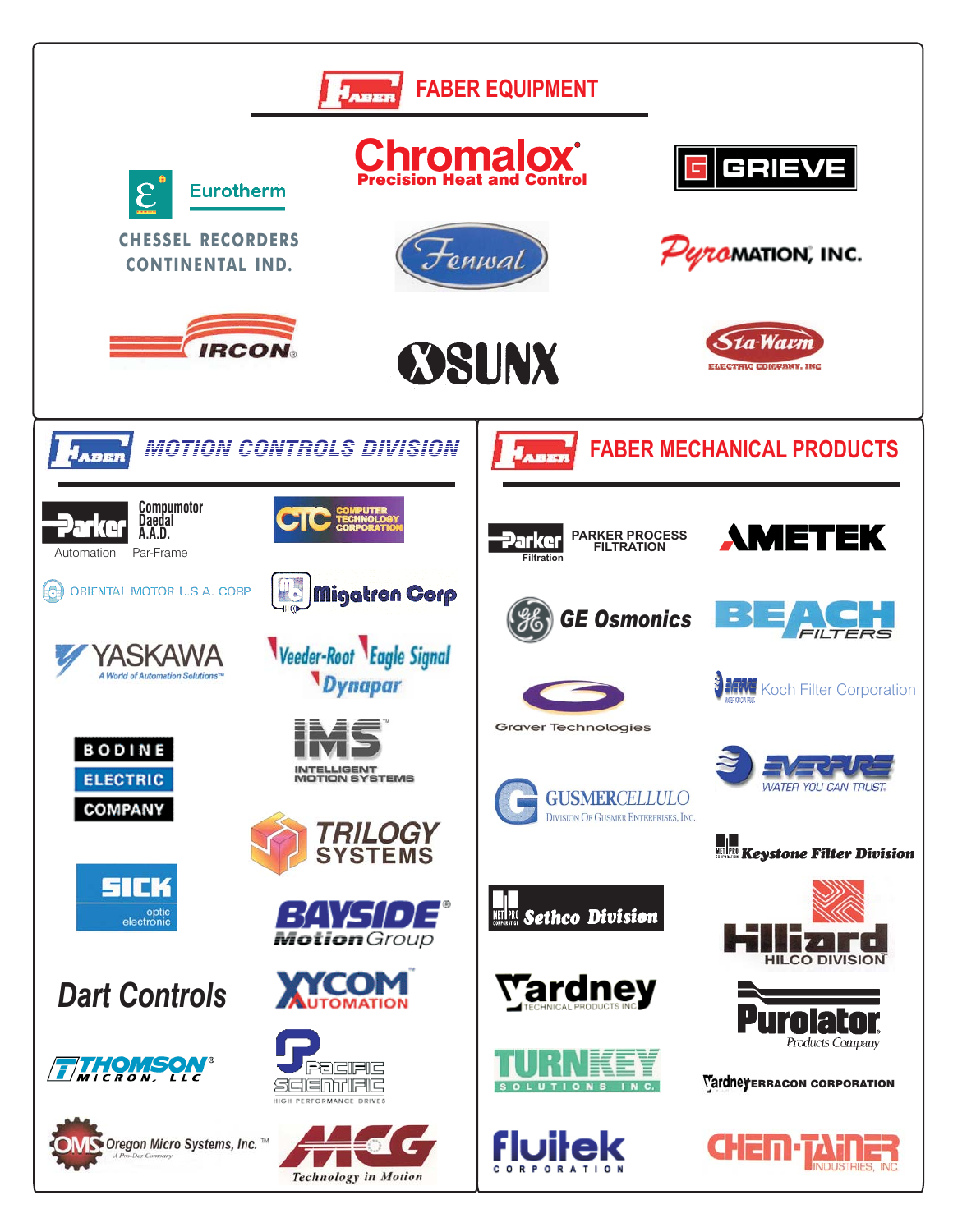# FABER EQUIPMENT

Eurotherm

Chromalox® Precision Heat and Control

GRIEVE

CHESSEL RECORDERS
CONTINENTAL IND.

Fenwal

PyroMATION, INC.

IRCON®

SUNX

Sta-Warm ELECTRIC COMPANY, INC

## MOTION CONTROLS DIVISION

Parker Automation — Compumotor, Daedal, A.A.D., Par-Frame

CTC COMPUTER TECHNOLOGY CORPORATION

ORIENTAL MOTOR U.S.A. CORP.

Migatron Corp

YASKAWA A World of Automation Solutions™

Veeder-Root Eagle Signal Dynapar

BODINE ELECTRIC COMPANY

IMS™ INTELLIGENT MOTION SYSTEMS

TRILOGY SYSTEMS

SICK optic electronic

BAYSIDE® Motion Group

Dart Controls

XYCOM® AUTOMATION

THOMSON® MICRON, LLC

Pacific Scientific HIGH PERFORMANCE DRIVES

OMS Oregon Micro Systems, Inc.™ A Pro-Dex Company

MCG Technology in Motion

## FABER MECHANICAL PRODUCTS

Parker Filtration — PARKER PROCESS FILTRATION

AMETEK

GE Osmonics

BEACH FILTERS

Graver Technologies

Koch Filter Corporation

EVERPURE® WATER YOU CAN TRUST.

GUSMERCELLULO DIVISION OF GUSMER ENTERPRISES, INC.

METPRO Keystone Filter Division

METPRO Sethco Division

Hilliard HILCO DIVISION®

Yardney TECHNICAL PRODUCTS INC

Purolator® Products Company

TURNKEY SOLUTIONS INC.

Yardney ERRACON CORPORATION

Fluitek CORPORATION

CHEM-TAINER INDUSTRIES, INC